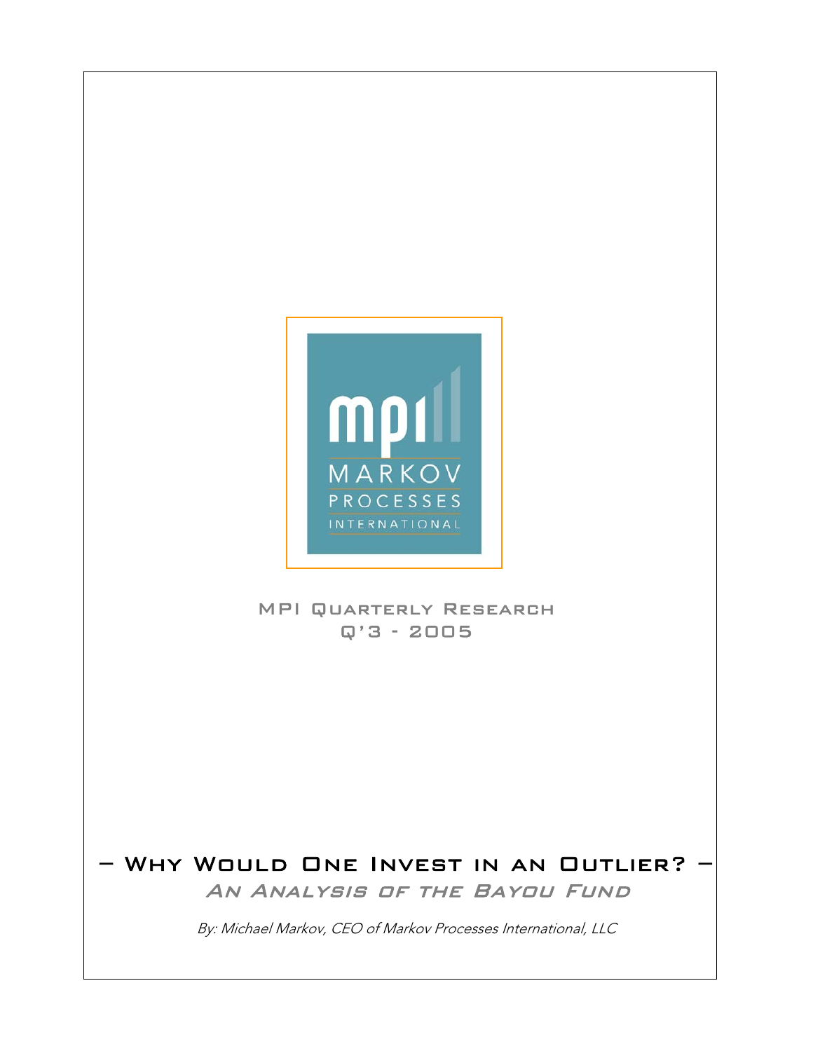mpi

MARKOV PROCESSES INTERNATIONAL

MPI Quarterly Research
Q'3 - 2005

# – Why Would One Invest in an Outlier? –

## *An Analysis of the Bayou Fund*

*By: Michael Markov, CEO of Markov Processes International, LLC*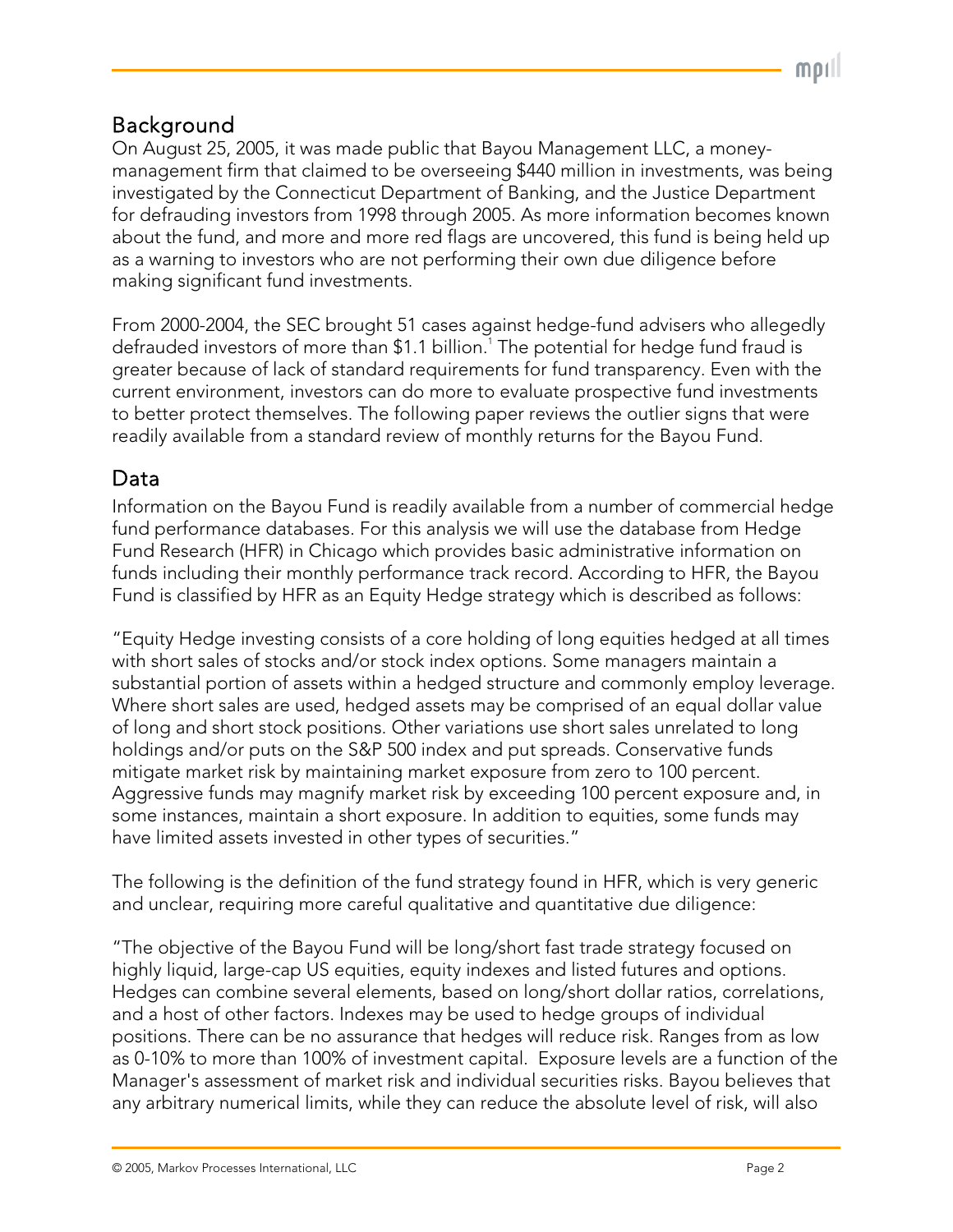## Background

On August 25, 2005, it was made public that Bayou Management LLC, a money-management firm that claimed to be overseeing $440 million in investments, was being investigated by the Connecticut Department of Banking, and the Justice Department for defrauding investors from 1998 through 2005. As more information becomes known about the fund, and more and more red flags are uncovered, this fund is being held up as a warning to investors who are not performing their own due diligence before making significant fund investments.

From 2000-2004, the SEC brought 51 cases against hedge-fund advisers who allegedly defrauded investors of more than $1.1 billion.[1] The potential for hedge fund fraud is greater because of lack of standard requirements for fund transparency. Even with the current environment, investors can do more to evaluate prospective fund investments to better protect themselves. The following paper reviews the outlier signs that were readily available from a standard review of monthly returns for the Bayou Fund.

## Data

Information on the Bayou Fund is readily available from a number of commercial hedge fund performance databases. For this analysis we will use the database from Hedge Fund Research (HFR) in Chicago which provides basic administrative information on funds including their monthly performance track record. According to HFR, the Bayou Fund is classified by HFR as an Equity Hedge strategy which is described as follows:

"Equity Hedge investing consists of a core holding of long equities hedged at all times with short sales of stocks and/or stock index options. Some managers maintain a substantial portion of assets within a hedged structure and commonly employ leverage. Where short sales are used, hedged assets may be comprised of an equal dollar value of long and short stock positions. Other variations use short sales unrelated to long holdings and/or puts on the S&P 500 index and put spreads. Conservative funds mitigate market risk by maintaining market exposure from zero to 100 percent. Aggressive funds may magnify market risk by exceeding 100 percent exposure and, in some instances, maintain a short exposure. In addition to equities, some funds may have limited assets invested in other types of securities."

The following is the definition of the fund strategy found in HFR, which is very generic and unclear, requiring more careful qualitative and quantitative due diligence:

"The objective of the Bayou Fund will be long/short fast trade strategy focused on highly liquid, large-cap US equities, equity indexes and listed futures and options. Hedges can combine several elements, based on long/short dollar ratios, correlations, and a host of other factors. Indexes may be used to hedge groups of individual positions. There can be no assurance that hedges will reduce risk. Ranges from as low as 0-10% to more than 100% of investment capital. Exposure levels are a function of the Manager's assessment of market risk and individual securities risks. Bayou believes that any arbitrary numerical limits, while they can reduce the absolute level of risk, will also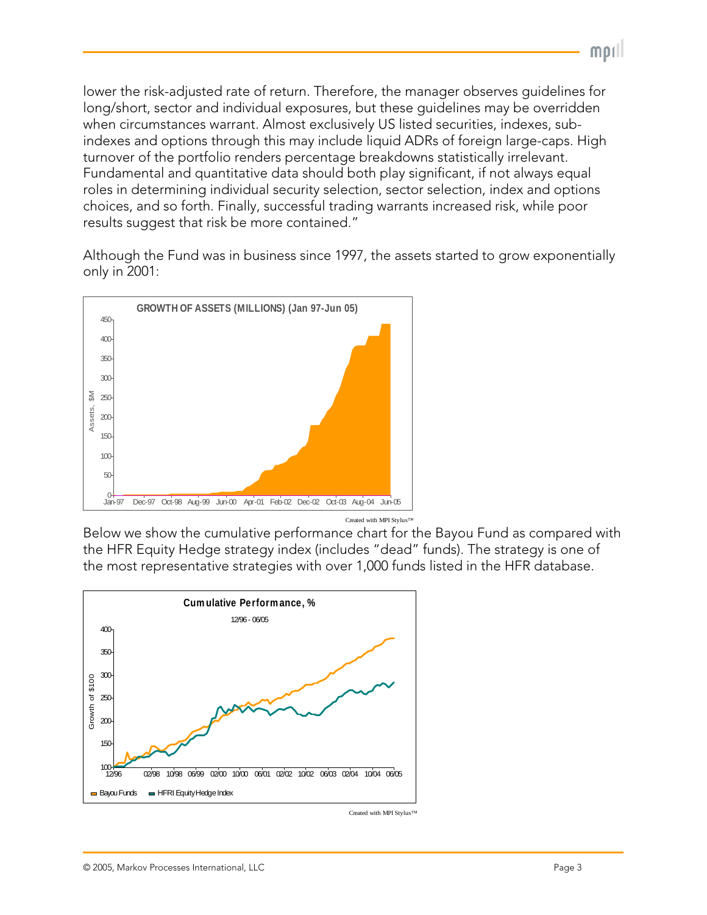lower the risk-adjusted rate of return. Therefore, the manager observes guidelines for long/short, sector and individual exposures, but these guidelines may be overridden when circumstances warrant. Almost exclusively US listed securities, indexes, sub-indexes and options through this may include liquid ADRs of foreign large-caps. High turnover of the portfolio renders percentage breakdowns statistically irrelevant. Fundamental and quantitative data should both play significant, if not always equal roles in determining individual security selection, sector selection, index and options choices, and so forth. Finally, successful trading warrants increased risk, while poor results suggest that risk be more contained."

Although the Fund was in business since 1997, the assets started to grow exponentially only in 2001:

Created with MPI Stylus™

Below we show the cumulative performance chart for the Bayou Fund as compared with the HFR Equity Hedge strategy index (includes "dead" funds). The strategy is one of the most representative strategies with over 1,000 funds listed in the HFR database.

Created with MPI Stylus™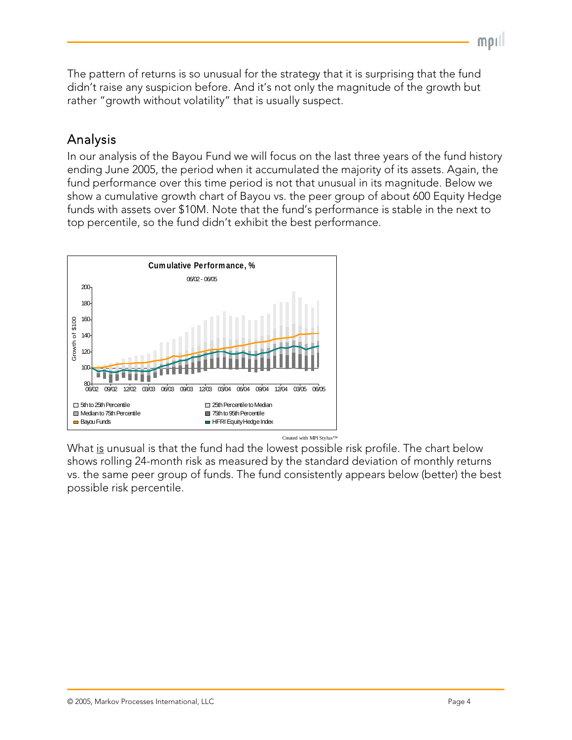The pattern of returns is so unusual for the strategy that it is surprising that the fund didn't raise any suspicion before. And it's not only the magnitude of the growth but rather "growth without volatility" that is usually suspect.

## Analysis

In our analysis of the Bayou Fund we will focus on the last three years of the fund history ending June 2005, the period when it accumulated the majority of its assets. Again, the fund performance over this time period is not that unusual in its magnitude. Below we show a cumulative growth chart of Bayou vs. the peer group of about 600 Equity Hedge funds with assets over $10M. Note that the fund's performance is stable in the next to top percentile, so the fund didn't exhibit the best performance.

What is unusual is that the fund had the lowest possible risk profile. The chart below shows rolling 24-month risk as measured by the standard deviation of monthly returns vs. the same peer group of funds. The fund consistently appears below (better) the best possible risk percentile.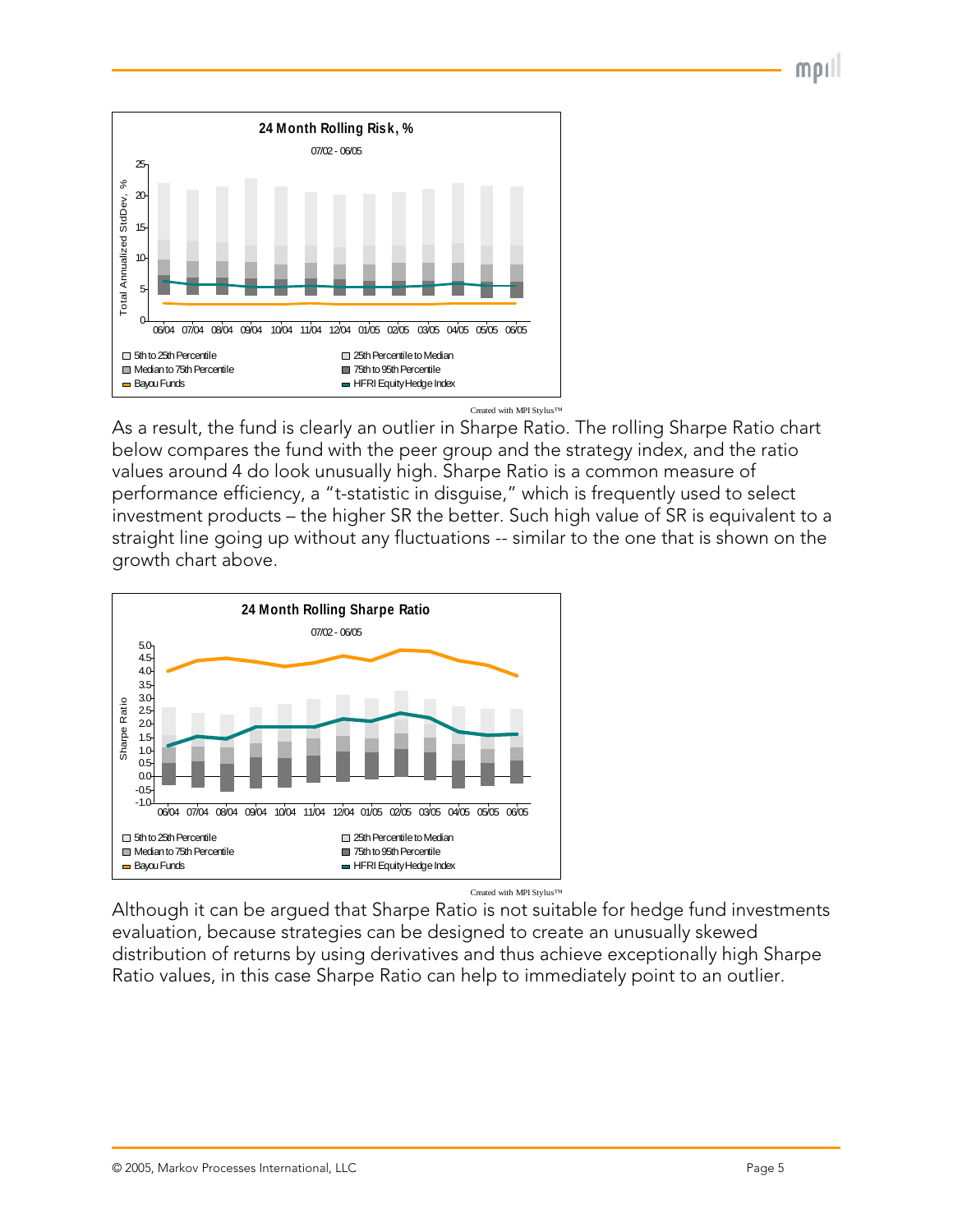**24 Month Rolling Risk, %**

07/02 - 06/05

Created with MPI Stylus™

As a result, the fund is clearly an outlier in Sharpe Ratio. The rolling Sharpe Ratio chart below compares the fund with the peer group and the strategy index, and the ratio values around 4 do look unusually high. Sharpe Ratio is a common measure of performance efficiency, a "t-statistic in disguise," which is frequently used to select investment products – the higher SR the better. Such high value of SR is equivalent to a straight line going up without any fluctuations -- similar to the one that is shown on the growth chart above.

**24 Month Rolling Sharpe Ratio**

07/02 - 06/05

Created with MPI Stylus™

Although it can be argued that Sharpe Ratio is not suitable for hedge fund investments evaluation, because strategies can be designed to create an unusually skewed distribution of returns by using derivatives and thus achieve exceptionally high Sharpe Ratio values, in this case Sharpe Ratio can help to immediately point to an outlier.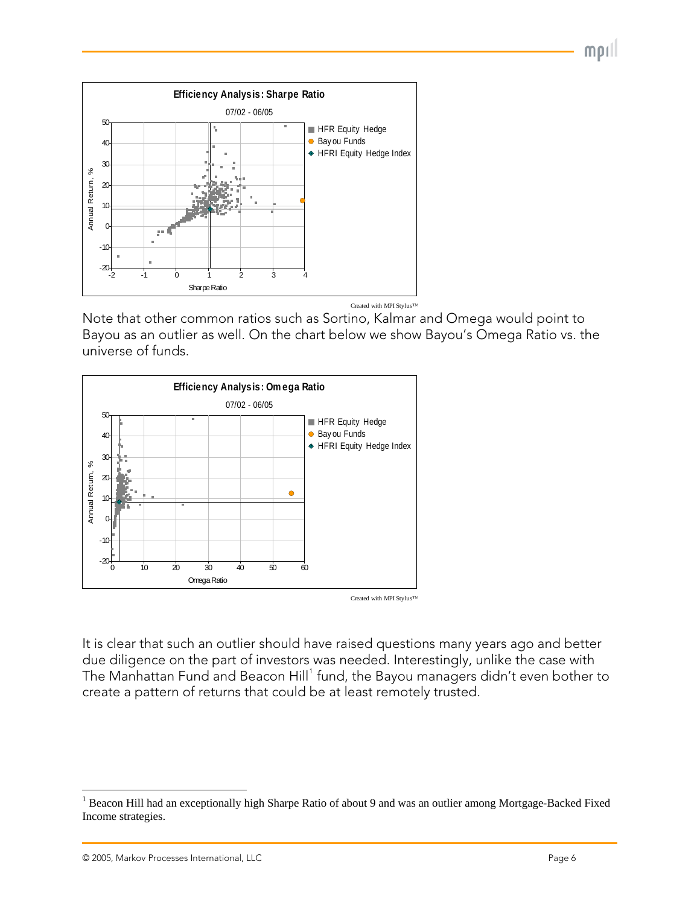Note that other common ratios such as Sortino, Kalmar and Omega would point to Bayou as an outlier as well. On the chart below we show Bayou's Omega Ratio vs. the universe of funds.

It is clear that such an outlier should have raised questions many years ago and better due diligence on the part of investors was needed. Interestingly, unlike the case with The Manhattan Fund and Beacon Hill[1] fund, the Bayou managers didn't even bother to create a pattern of returns that could be at least remotely trusted.

[1] Beacon Hill had an exceptionally high Sharpe Ratio of about 9 and was an outlier among Mortgage-Backed Fixed Income strategies.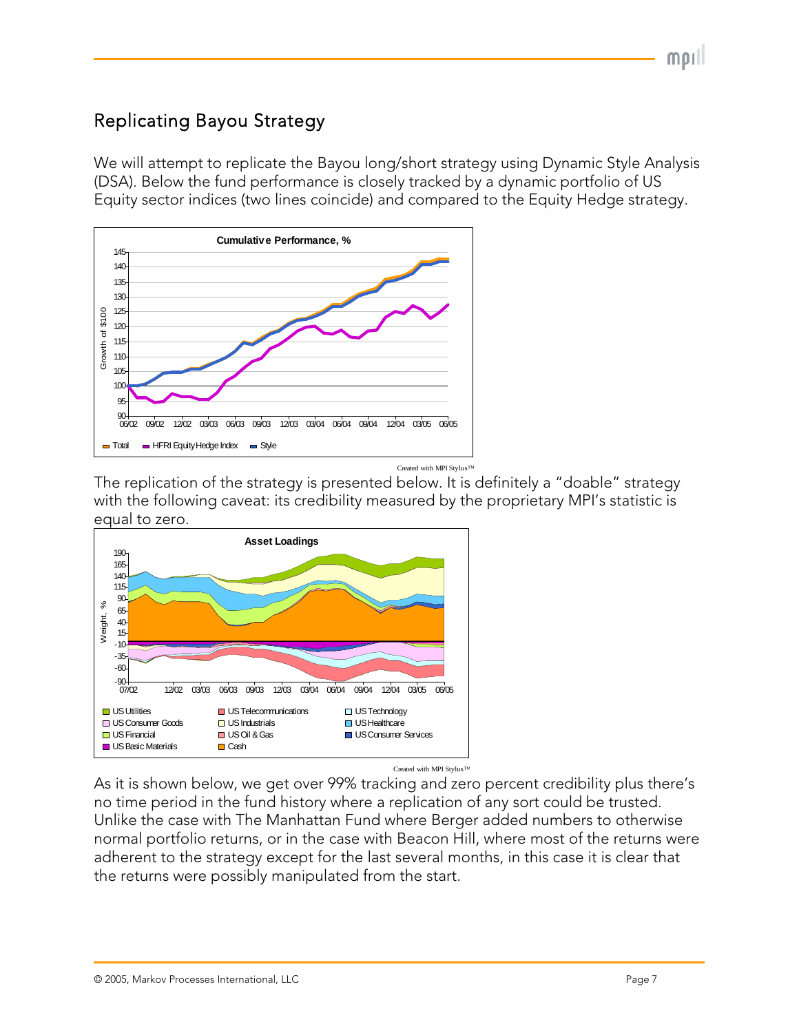## Replicating Bayou Strategy

We will attempt to replicate the Bayou long/short strategy using Dynamic Style Analysis (DSA). Below the fund performance is closely tracked by a dynamic portfolio of US Equity sector indices (two lines coincide) and compared to the Equity Hedge strategy.

Created with MPI Stylus™

The replication of the strategy is presented below. It is definitely a "doable" strategy with the following caveat: its credibility measured by the proprietary MPI's statistic is equal to zero.

Created with MPI Stylus™

As it is shown below, we get over 99% tracking and zero percent credibility plus there's no time period in the fund history where a replication of any sort could be trusted. Unlike the case with The Manhattan Fund where Berger added numbers to otherwise normal portfolio returns, or in the case with Beacon Hill, where most of the returns were adherent to the strategy except for the last several months, in this case it is clear that the returns were possibly manipulated from the start.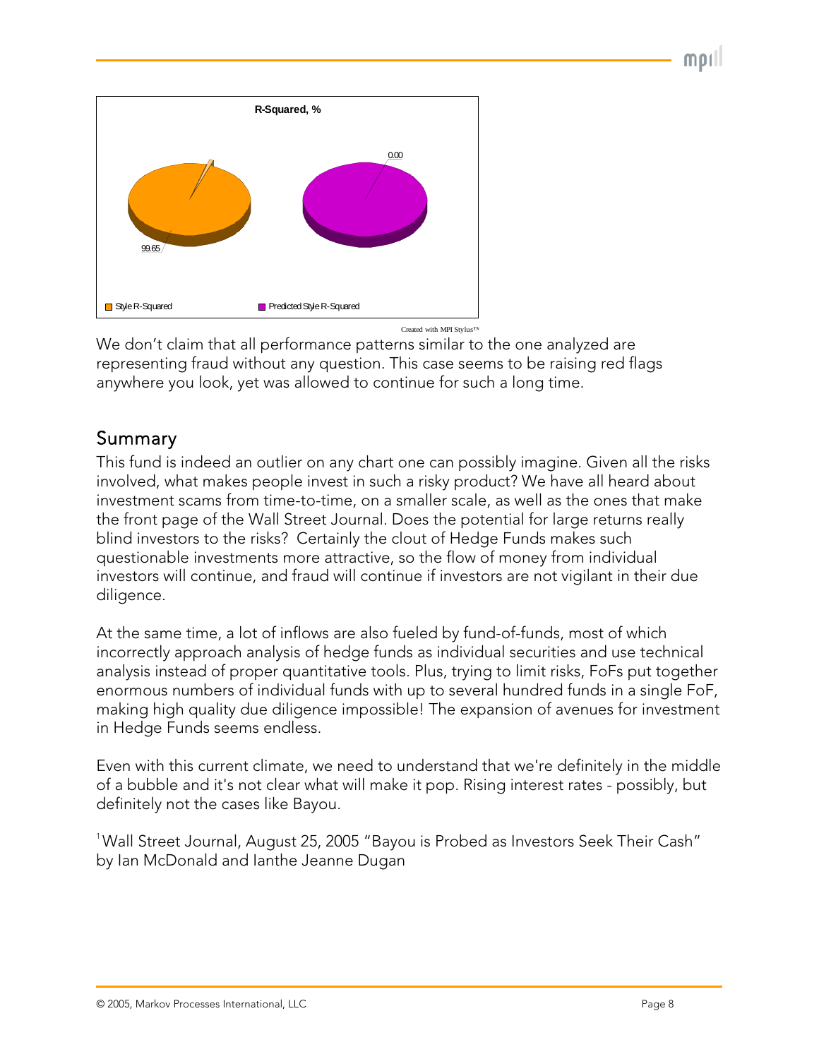R-Squared, %

0.00

99.65

Style R-Squared

Predicted Style R-Squared

Created with MPI Stylus™

We don't claim that all performance patterns similar to the one analyzed are representing fraud without any question. This case seems to be raising red flags anywhere you look, yet was allowed to continue for such a long time.

## Summary

This fund is indeed an outlier on any chart one can possibly imagine. Given all the risks involved, what makes people invest in such a risky product? We have all heard about investment scams from time-to-time, on a smaller scale, as well as the ones that make the front page of the Wall Street Journal. Does the potential for large returns really blind investors to the risks? Certainly the clout of Hedge Funds makes such questionable investments more attractive, so the flow of money from individual investors will continue, and fraud will continue if investors are not vigilant in their due diligence.

At the same time, a lot of inflows are also fueled by fund-of-funds, most of which incorrectly approach analysis of hedge funds as individual securities and use technical analysis instead of proper quantitative tools. Plus, trying to limit risks, FoFs put together enormous numbers of individual funds with up to several hundred funds in a single FoF, making high quality due diligence impossible! The expansion of avenues for investment in Hedge Funds seems endless.

Even with this current climate, we need to understand that we're definitely in the middle of a bubble and it's not clear what will make it pop. Rising interest rates - possibly, but definitely not the cases like Bayou.

[1] Wall Street Journal, August 25, 2005 "Bayou is Probed as Investors Seek Their Cash" by Ian McDonald and Ianthe Jeanne Dugan

© 2005, Markov Processes International, LLC